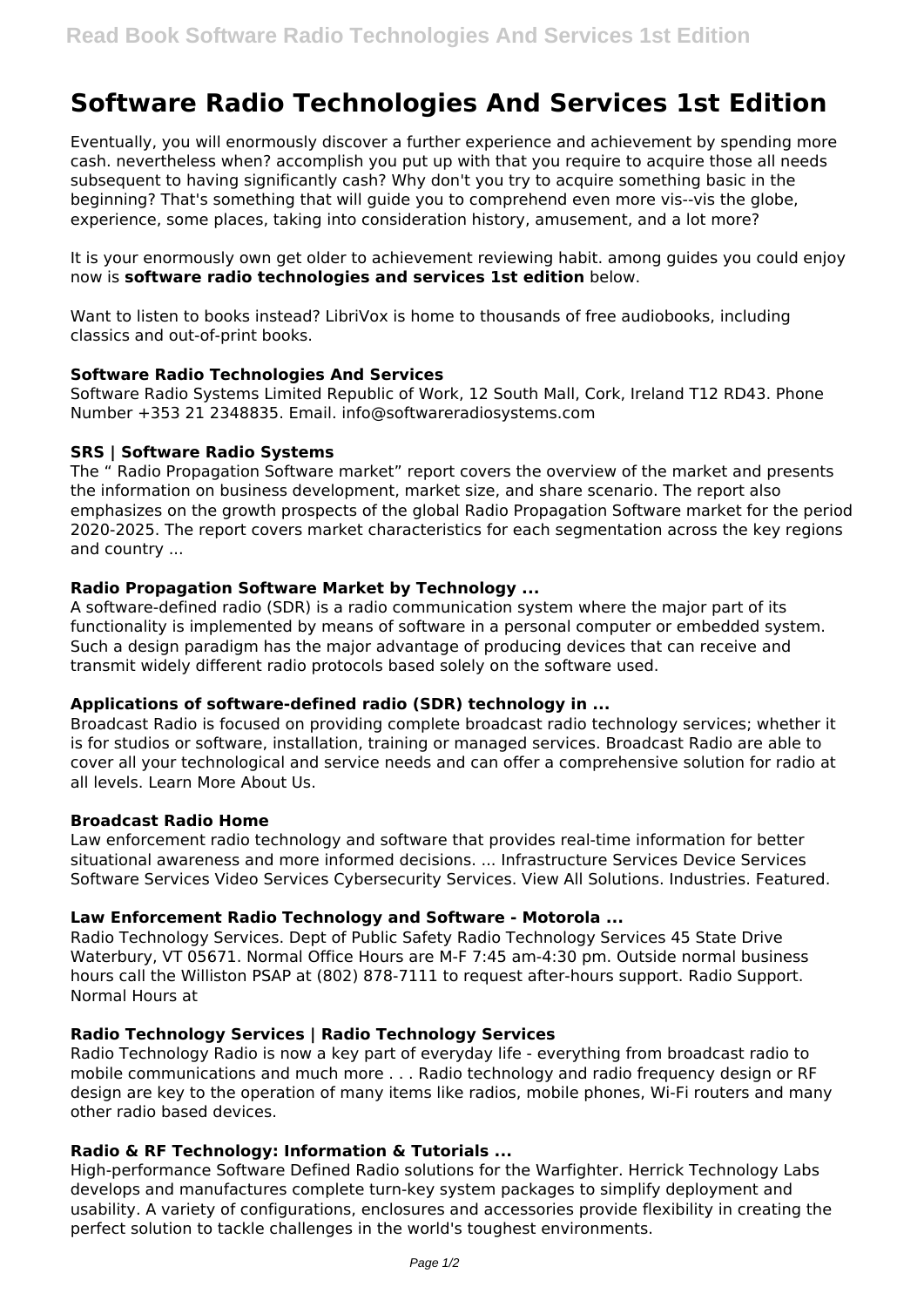# Software Radio Technologies And Services 1st Edition

Eventually, you will enormously discover a further experience and achievement by spending more cash. nevertheless when? accomplish you put up with that you require to acquire those all needs subsequent to having significantly cash? Why don't you try to acquire something basic in the beginning? That's something that will guide you to comprehend even more vis--vis the globe, experience, some places, taking into consideration history, amusement, and a lot more?

It is your enormously own get older to achievement reviewing habit. among guides you could enjoy now is **software radio technologies and services 1st edition** below.

Want to listen to books instead? LibriVox is home to thousands of free audiobooks, including classics and out-of-print books.

**Software Radio Technologies And Services**

Software Radio Systems Limited Republic of Work, 12 South Mall, Cork, Ireland T12 RD43. Phone Number +353 21 2348835. Email. info@softwareradiosystems.com

**SRS | Software Radio Systems**

The " Radio Propagation Software market" report covers the overview of the market and presents the information on business development, market size, and share scenario. The report also emphasizes on the growth prospects of the global Radio Propagation Software market for the period 2020-2025. The report covers market characteristics for each segmentation across the key regions and country ...

**Radio Propagation Software Market by Technology ...**

A software-defined radio (SDR) is a radio communication system where the major part of its functionality is implemented by means of software in a personal computer or embedded system. Such a design paradigm has the major advantage of producing devices that can receive and transmit widely different radio protocols based solely on the software used.

**Applications of software-defined radio (SDR) technology in ...**

Broadcast Radio is focused on providing complete broadcast radio technology services; whether it is for studios or software, installation, training or managed services. Broadcast Radio are able to cover all your technological and service needs and can offer a comprehensive solution for radio at all levels. Learn More About Us.

**Broadcast Radio Home**

Law enforcement radio technology and software that provides real-time information for better situational awareness and more informed decisions. ... Infrastructure Services Device Services Software Services Video Services Cybersecurity Services. View All Solutions. Industries. Featured.

**Law Enforcement Radio Technology and Software - Motorola ...**

Radio Technology Services. Dept of Public Safety Radio Technology Services 45 State Drive Waterbury, VT 05671. Normal Office Hours are M-F 7:45 am-4:30 pm. Outside normal business hours call the Williston PSAP at (802) 878-7111 to request after-hours support. Radio Support. Normal Hours at

**Radio Technology Services | Radio Technology Services**

Radio Technology Radio is now a key part of everyday life - everything from broadcast radio to mobile communications and much more . . . Radio technology and radio frequency design or RF design are key to the operation of many items like radios, mobile phones, Wi-Fi routers and many other radio based devices.

**Radio & RF Technology: Information & Tutorials ...**

High-performance Software Defined Radio solutions for the Warfighter. Herrick Technology Labs develops and manufactures complete turn-key system packages to simplify deployment and usability. A variety of configurations, enclosures and accessories provide flexibility in creating the perfect solution to tackle challenges in the world's toughest environments.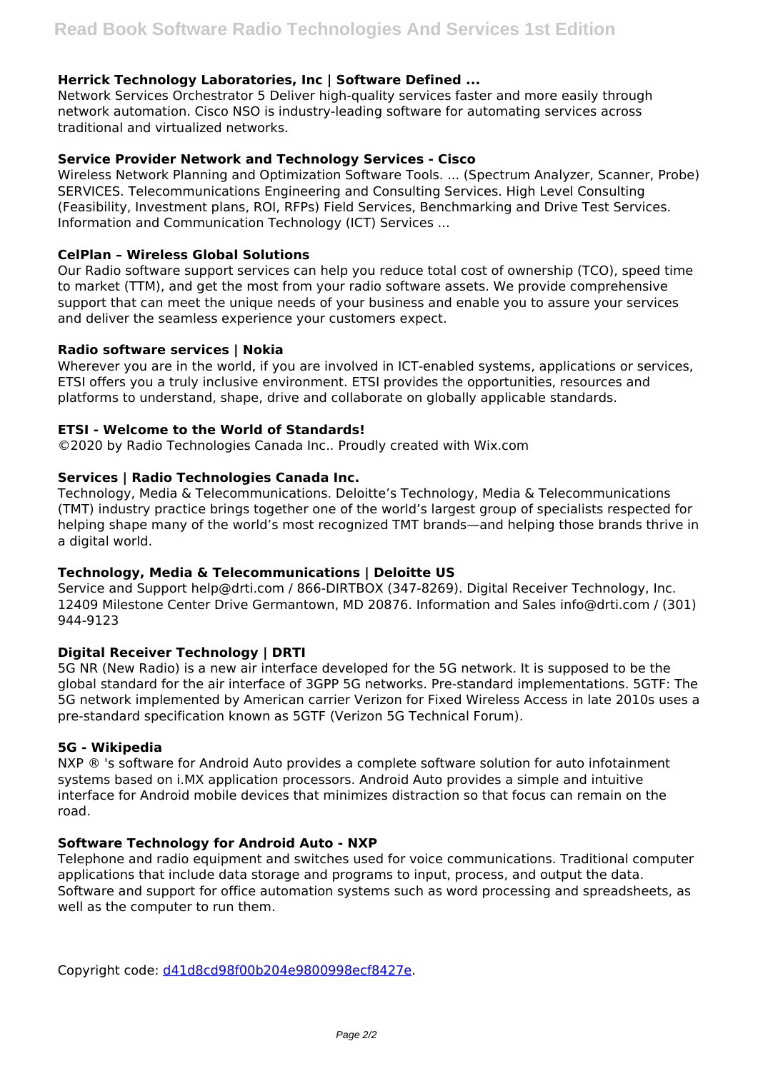### Herrick Technology Laboratories, Inc | Software Defined ...

Network Services Orchestrator 5 Deliver high-quality services faster and more easily through network automation. Cisco NSO is industry-leading software for automating services across traditional and virtualized networks.

### Service Provider Network and Technology Services - Cisco

Wireless Network Planning and Optimization Software Tools. ... (Spectrum Analyzer, Scanner, Probe) SERVICES. Telecommunications Engineering and Consulting Services. High Level Consulting (Feasibility, Investment plans, ROI, RFPs) Field Services, Benchmarking and Drive Test Services. Information and Communication Technology (ICT) Services ...

### CelPlan – Wireless Global Solutions

Our Radio software support services can help you reduce total cost of ownership (TCO), speed time to market (TTM), and get the most from your radio software assets. We provide comprehensive support that can meet the unique needs of your business and enable you to assure your services and deliver the seamless experience your customers expect.

### Radio software services | Nokia

Wherever you are in the world, if you are involved in ICT-enabled systems, applications or services, ETSI offers you a truly inclusive environment. ETSI provides the opportunities, resources and platforms to understand, shape, drive and collaborate on globally applicable standards.

### ETSI - Welcome to the World of Standards!

©2020 by Radio Technologies Canada Inc.. Proudly created with Wix.com

### Services | Radio Technologies Canada Inc.

Technology, Media & Telecommunications. Deloitte's Technology, Media & Telecommunications (TMT) industry practice brings together one of the world's largest group of specialists respected for helping shape many of the world's most recognized TMT brands—and helping those brands thrive in a digital world.

### Technology, Media & Telecommunications | Deloitte US

Service and Support help@drti.com / 866-DIRTBOX (347-8269). Digital Receiver Technology, Inc. 12409 Milestone Center Drive Germantown, MD 20876. Information and Sales info@drti.com / (301) 944-9123

### Digital Receiver Technology | DRTI

5G NR (New Radio) is a new air interface developed for the 5G network. It is supposed to be the global standard for the air interface of 3GPP 5G networks. Pre-standard implementations. 5GTF: The 5G network implemented by American carrier Verizon for Fixed Wireless Access in late 2010s uses a pre-standard specification known as 5GTF (Verizon 5G Technical Forum).

### 5G - Wikipedia

NXP ® 's software for Android Auto provides a complete software solution for auto infotainment systems based on i.MX application processors. Android Auto provides a simple and intuitive interface for Android mobile devices that minimizes distraction so that focus can remain on the road.

### Software Technology for Android Auto - NXP

Telephone and radio equipment and switches used for voice communications. Traditional computer applications that include data storage and programs to input, process, and output the data. Software and support for office automation systems such as word processing and spreadsheets, as well as the computer to run them.

Copyright code: d41d8cd98f00b204e9800998ecf8427e.